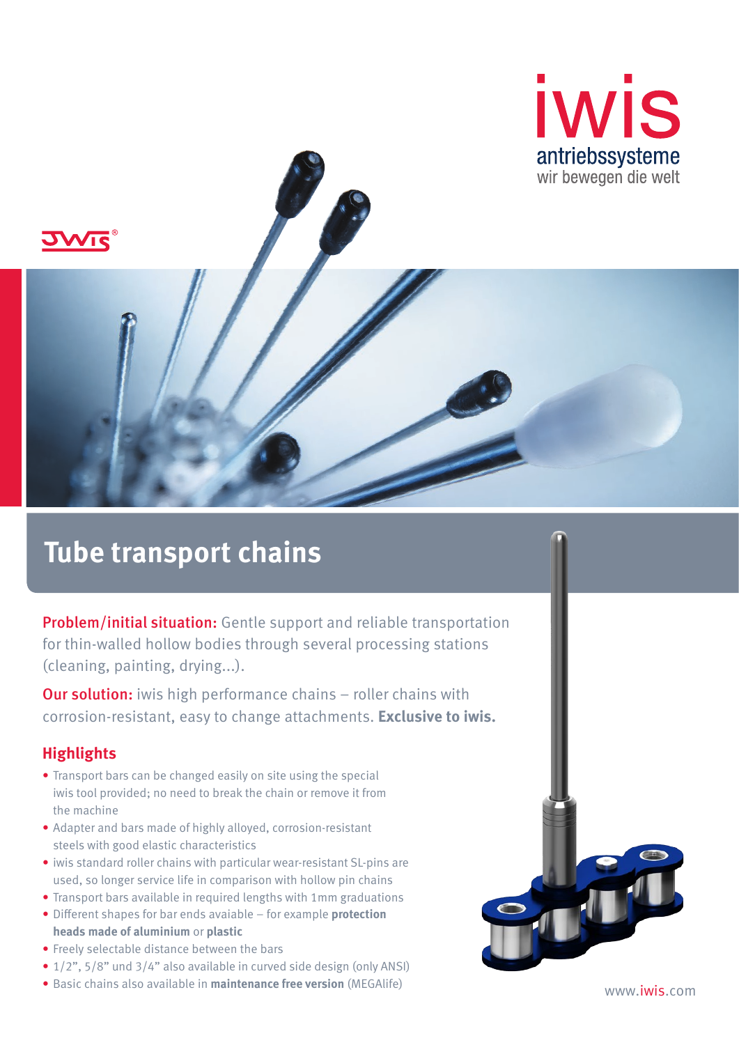iwis
antriebssysteme
wir bewegen die welt

# Tube transport chains

**Problem/initial situation:** Gentle support and reliable transportation for thin-walled hollow bodies through several processing stations (cleaning, painting, drying...).

**Our solution:** iwis high performance chains – roller chains with corrosion-resistant, easy to change attachments. **Exclusive to iwis.**

## Highlights

- Transport bars can be changed easily on site using the special iwis tool provided; no need to break the chain or remove it from the machine
- Adapter and bars made of highly alloyed, corrosion-resistant steels with good elastic characteristics
- iwis standard roller chains with particular wear-resistant SL-pins are used, so longer service life in comparison with hollow pin chains
- Transport bars available in required lengths with 1mm graduations
- Different shapes for bar ends avaiable – for example **protection heads made of aluminium** or **plastic**
- Freely selectable distance between the bars
- 1/2”, 5/8” und 3/4” also available in curved side design (only ANSI)
- Basic chains also available in **maintenance free version** (MEGAlife)

www.iwis.com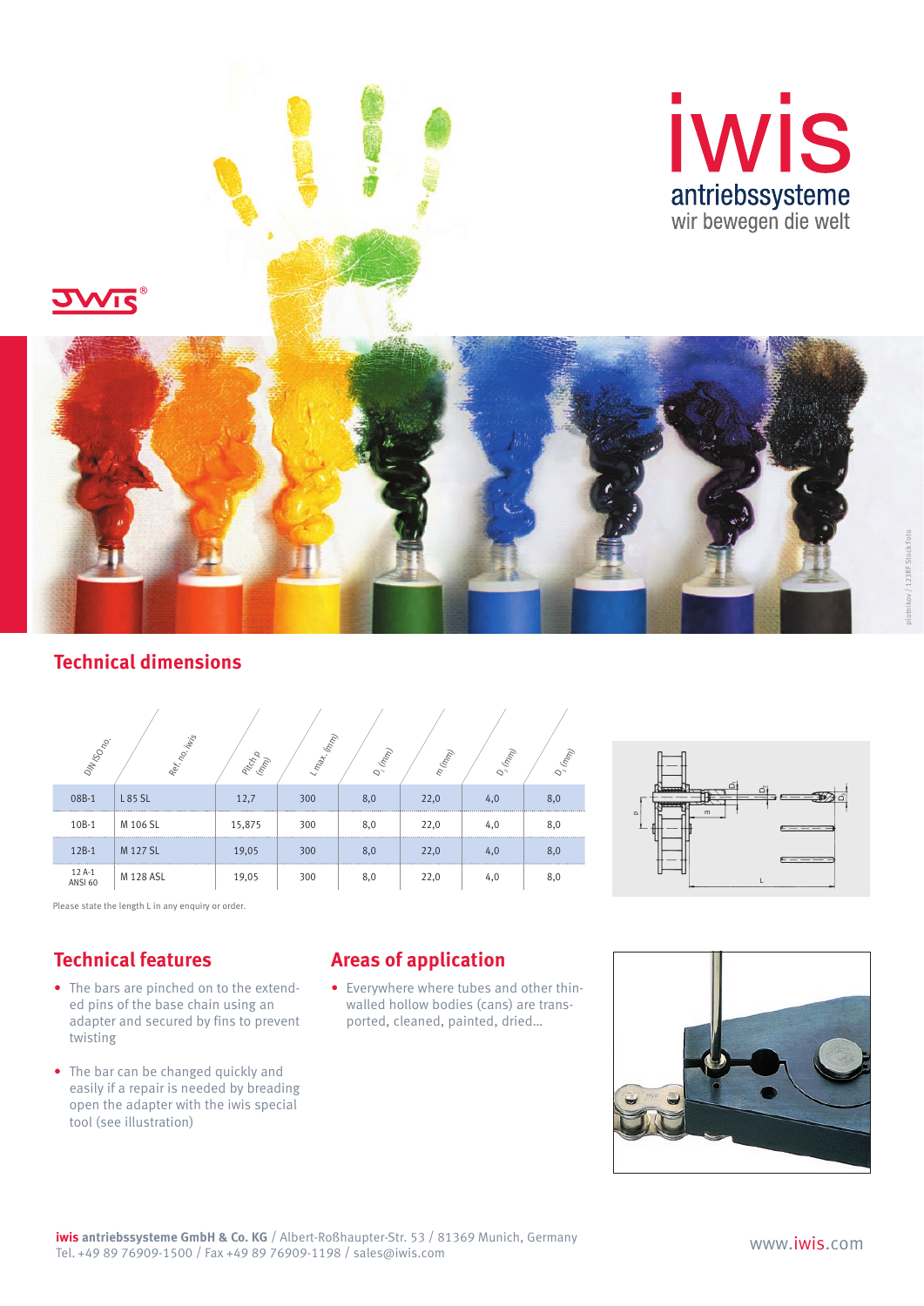iwis antriebssysteme wir bewegen die welt

## Technical dimensions

| DIN ISO no. | Ref. no. iwis | Pitch p (mm) | L max. (mm) | $D_1$ (mm) | m (mm) | $D_2$ (mm) | $D_3$ (mm) |
|---|---|---|---|---|---|---|---|
| 08B-1 | L 85 SL | 12,7 | 300 | 8,0 | 22,0 | 4,0 | 8,0 |
| 10B-1 | M 106 SL | 15,875 | 300 | 8,0 | 22,0 | 4,0 | 8,0 |
| 12B-1 | M 127 SL | 19,05 | 300 | 8,0 | 22,0 | 4,0 | 8,0 |
| 12 A-1 ANSI 60 | M 128 ASL | 19,05 | 300 | 8,0 | 22,0 | 4,0 | 8,0 |

Please state the length L in any enquiry or order.

## Technical features

- The bars are pinched on to the extended pins of the base chain using an adapter and secured by fins to prevent twisting
- The bar can be changed quickly and easily if a repair is needed by breading open the adapter with the iwis special tool (see illustration)

## Areas of application

- Everywhere where tubes and other thin-walled hollow bodies (cans) are transported, cleaned, painted, dried...

**iwis antriebssysteme GmbH & Co. KG** / Albert-Roßhaupter-Str. 53 / 81369 Munich, Germany
Tel. +49 89 76909-1500 / Fax +49 89 76909-1198 / sales@iwis.com

www.iwis.com